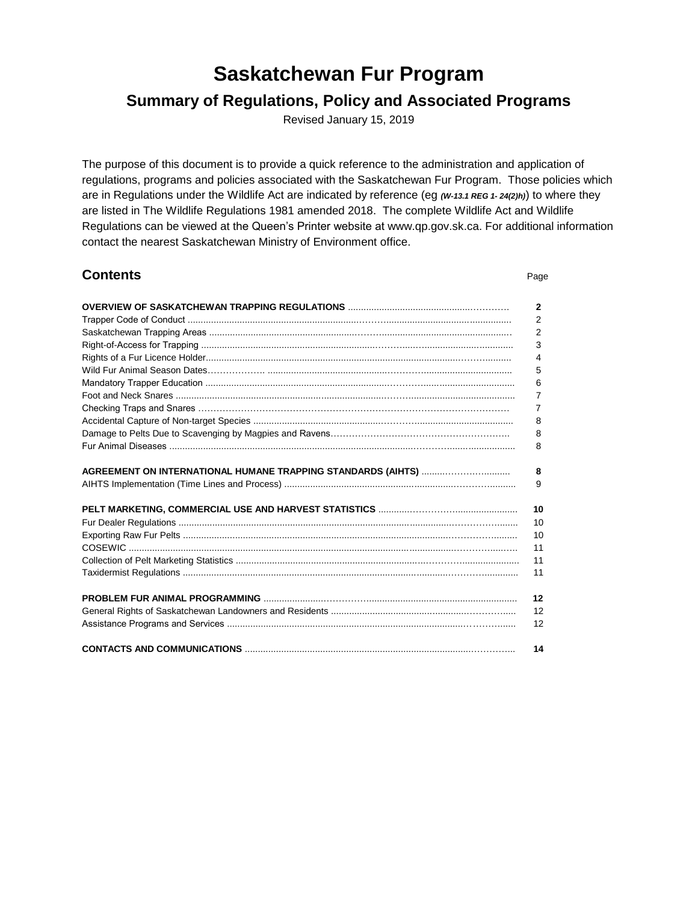# Saskatchewan Fur Program

## Summary of Regulations, Policy and Associated Programs

Revised January 15, 2019

The purpose of this document is to provide a quick reference to the administration and application of regulations, programs and policies associated with the Saskatchewan Fur Program. Those policies which are in Regulations under the Wildlife Act are indicated by reference (eg ***(W-13.1 REG 1- 24(2)h)***) to where they are listed in The Wildlife Regulations 1981 amended 2018. The complete Wildlife Act and Wildlife Regulations can be viewed at the Queen's Printer website at www.qp.gov.sk.ca. For additional information contact the nearest Saskatchewan Ministry of Environment office.

## Contents

| | Page |
|---|---|
| **OVERVIEW OF SASKATCHEWAN TRAPPING REGULATIONS** | **2** |
| Trapper Code of Conduct | 2 |
| Saskatchewan Trapping Areas | 2 |
| Right-of-Access for Trapping | 3 |
| Rights of a Fur Licence Holder | 4 |
| Wild Fur Animal Season Dates | 5 |
| Mandatory Trapper Education | 6 |
| Foot and Neck Snares | 7 |
| Checking Traps and Snares | 7 |
| Accidental Capture of Non-target Species | 8 |
| Damage to Pelts Due to Scavenging by Magpies and Ravens | 8 |
| Fur Animal Diseases | 8 |
| **AGREEMENT ON INTERNATIONAL HUMANE TRAPPING STANDARDS (AIHTS)** | **8** |
| AIHTS Implementation (Time Lines and Process) | 9 |
| **PELT MARKETING, COMMERCIAL USE AND HARVEST STATISTICS** | **10** |
| Fur Dealer Regulations | 10 |
| Exporting Raw Fur Pelts | 10 |
| COSEWIC | 11 |
| Collection of Pelt Marketing Statistics | 11 |
| Taxidermist Regulations | 11 |
| **PROBLEM FUR ANIMAL PROGRAMMING** | **12** |
| General Rights of Saskatchewan Landowners and Residents | 12 |
| Assistance Programs and Services | 12 |
| **CONTACTS AND COMMUNICATIONS** | **14** |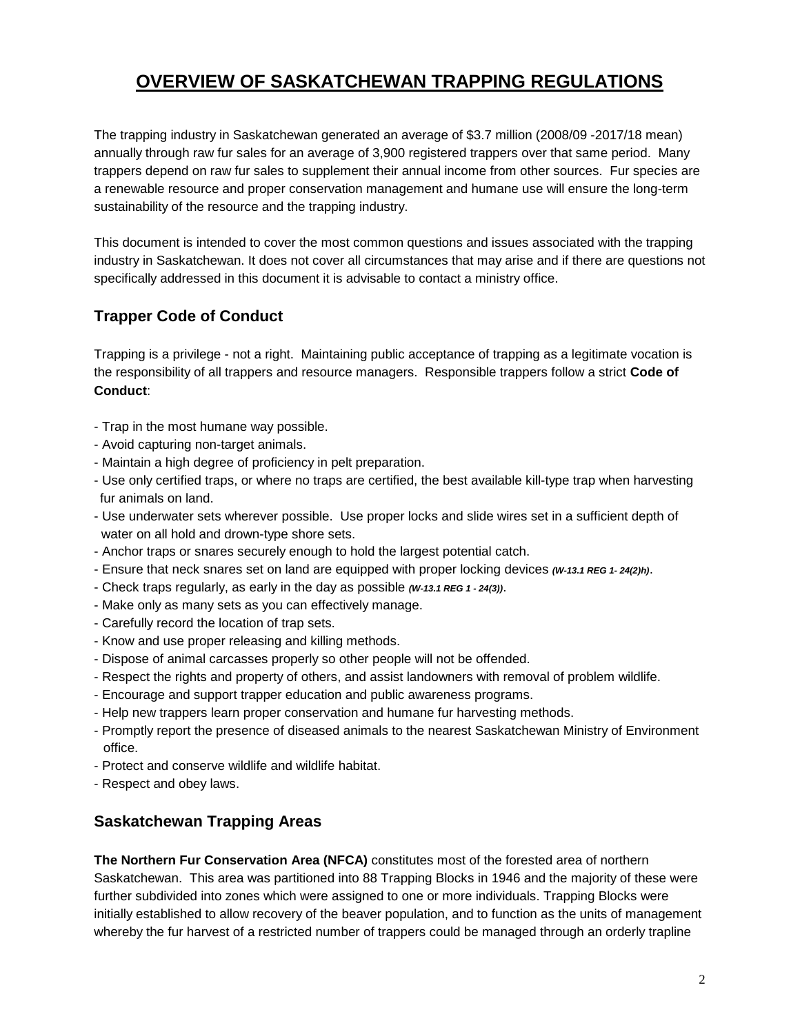# OVERVIEW OF SASKATCHEWAN TRAPPING REGULATIONS

The trapping industry in Saskatchewan generated an average of $3.7 million (2008/09 -2017/18 mean) annually through raw fur sales for an average of 3,900 registered trappers over that same period. Many trappers depend on raw fur sales to supplement their annual income from other sources. Fur species are a renewable resource and proper conservation management and humane use will ensure the long-term sustainability of the resource and the trapping industry.

This document is intended to cover the most common questions and issues associated with the trapping industry in Saskatchewan. It does not cover all circumstances that may arise and if there are questions not specifically addressed in this document it is advisable to contact a ministry office.

## Trapper Code of Conduct

Trapping is a privilege - not a right. Maintaining public acceptance of trapping as a legitimate vocation is the responsibility of all trappers and resource managers. Responsible trappers follow a strict **Code of Conduct**:

- Trap in the most humane way possible.
- Avoid capturing non-target animals.
- Maintain a high degree of proficiency in pelt preparation.
- Use only certified traps, or where no traps are certified, the best available kill-type trap when harvesting fur animals on land.
- Use underwater sets wherever possible. Use proper locks and slide wires set in a sufficient depth of water on all hold and drown-type shore sets.
- Anchor traps or snares securely enough to hold the largest potential catch.
- Ensure that neck snares set on land are equipped with proper locking devices ***(W-13.1 REG 1- 24(2)h)***.
- Check traps regularly, as early in the day as possible ***(W-13.1 REG 1 - 24(3))***.
- Make only as many sets as you can effectively manage.
- Carefully record the location of trap sets.
- Know and use proper releasing and killing methods.
- Dispose of animal carcasses properly so other people will not be offended.
- Respect the rights and property of others, and assist landowners with removal of problem wildlife.
- Encourage and support trapper education and public awareness programs.
- Help new trappers learn proper conservation and humane fur harvesting methods.
- Promptly report the presence of diseased animals to the nearest Saskatchewan Ministry of Environment office.
- Protect and conserve wildlife and wildlife habitat.
- Respect and obey laws.

## Saskatchewan Trapping Areas

**The Northern Fur Conservation Area (NFCA)** constitutes most of the forested area of northern Saskatchewan. This area was partitioned into 88 Trapping Blocks in 1946 and the majority of these were further subdivided into zones which were assigned to one or more individuals. Trapping Blocks were initially established to allow recovery of the beaver population, and to function as the units of management whereby the fur harvest of a restricted number of trappers could be managed through an orderly trapline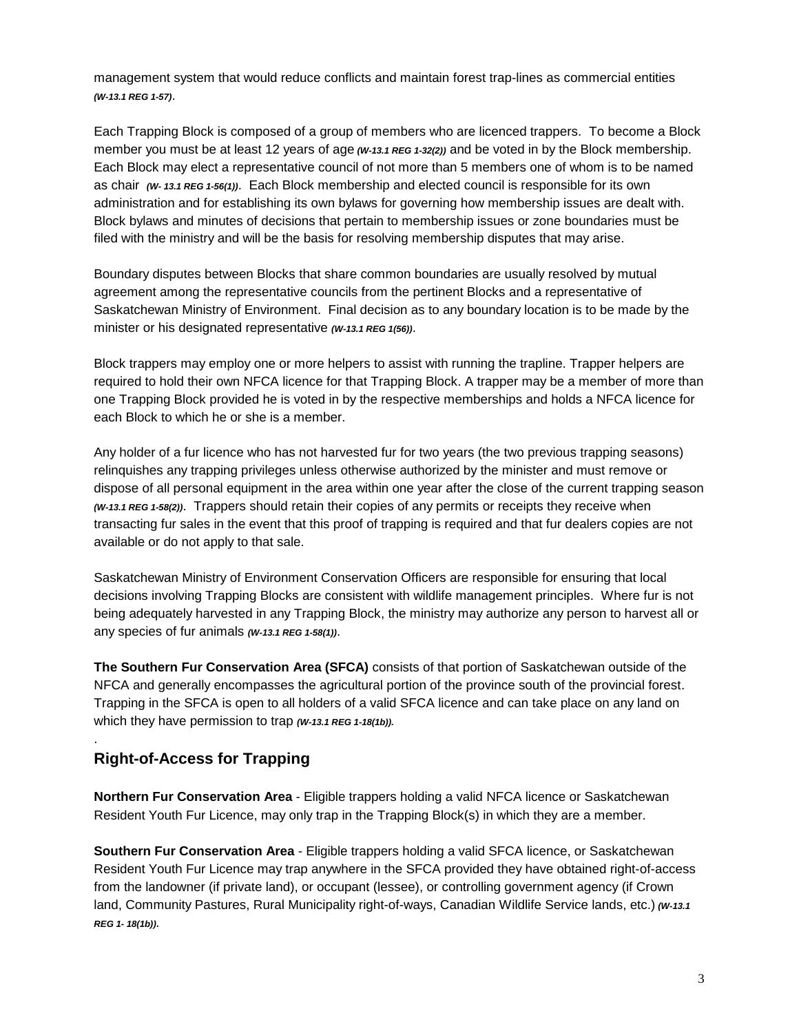management system that would reduce conflicts and maintain forest trap-lines as commercial entities ***(W-13.1 REG 1-57)***.

Each Trapping Block is composed of a group of members who are licenced trappers. To become a Block member you must be at least 12 years of age ***(W-13.1 REG 1-32(2))*** and be voted in by the Block membership. Each Block may elect a representative council of not more than 5 members one of whom is to be named as chair ***(W- 13.1 REG 1-56(1))***. Each Block membership and elected council is responsible for its own administration and for establishing its own bylaws for governing how membership issues are dealt with. Block bylaws and minutes of decisions that pertain to membership issues or zone boundaries must be filed with the ministry and will be the basis for resolving membership disputes that may arise.

Boundary disputes between Blocks that share common boundaries are usually resolved by mutual agreement among the representative councils from the pertinent Blocks and a representative of Saskatchewan Ministry of Environment. Final decision as to any boundary location is to be made by the minister or his designated representative ***(W-13.1 REG 1(56))***.

Block trappers may employ one or more helpers to assist with running the trapline. Trapper helpers are required to hold their own NFCA licence for that Trapping Block. A trapper may be a member of more than one Trapping Block provided he is voted in by the respective memberships and holds a NFCA licence for each Block to which he or she is a member.

Any holder of a fur licence who has not harvested fur for two years (the two previous trapping seasons) relinquishes any trapping privileges unless otherwise authorized by the minister and must remove or dispose of all personal equipment in the area within one year after the close of the current trapping season ***(W-13.1 REG 1-58(2))***. Trappers should retain their copies of any permits or receipts they receive when transacting fur sales in the event that this proof of trapping is required and that fur dealers copies are not available or do not apply to that sale.

Saskatchewan Ministry of Environment Conservation Officers are responsible for ensuring that local decisions involving Trapping Blocks are consistent with wildlife management principles. Where fur is not being adequately harvested in any Trapping Block, the ministry may authorize any person to harvest all or any species of fur animals ***(W-13.1 REG 1-58(1))***.

**The Southern Fur Conservation Area (SFCA)** consists of that portion of Saskatchewan outside of the NFCA and generally encompasses the agricultural portion of the province south of the provincial forest. Trapping in the SFCA is open to all holders of a valid SFCA licence and can take place on any land on which they have permission to trap ***(W-13.1 REG 1-18(1b)).***

.

## Right-of-Access for Trapping

**Northern Fur Conservation Area** - Eligible trappers holding a valid NFCA licence or Saskatchewan Resident Youth Fur Licence, may only trap in the Trapping Block(s) in which they are a member.

**Southern Fur Conservation Area** - Eligible trappers holding a valid SFCA licence, or Saskatchewan Resident Youth Fur Licence may trap anywhere in the SFCA provided they have obtained right-of-access from the landowner (if private land), or occupant (lessee), or controlling government agency (if Crown land, Community Pastures, Rural Municipality right-of-ways, Canadian Wildlife Service lands, etc.) ***(W-13.1 REG 1- 18(1b)).***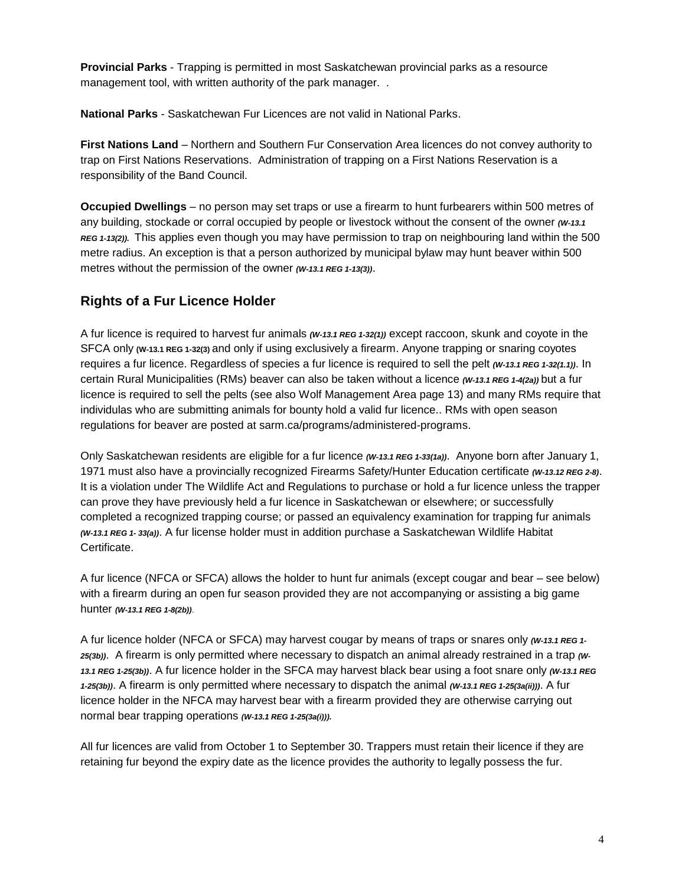**Provincial Parks** - Trapping is permitted in most Saskatchewan provincial parks as a resource management tool, with written authority of the park manager. .

**National Parks** - Saskatchewan Fur Licences are not valid in National Parks.

**First Nations Land** – Northern and Southern Fur Conservation Area licences do not convey authority to trap on First Nations Reservations. Administration of trapping on a First Nations Reservation is a responsibility of the Band Council.

**Occupied Dwellings** – no person may set traps or use a firearm to hunt furbearers within 500 metres of any building, stockade or corral occupied by people or livestock without the consent of the owner ***(W-13.1 REG 1-13(2)).*** This applies even though you may have permission to trap on neighbouring land within the 500 metre radius. An exception is that a person authorized by municipal bylaw may hunt beaver within 500 metres without the permission of the owner ***(W-13.1 REG 1-13(3))***.

## Rights of a Fur Licence Holder

A fur licence is required to harvest fur animals ***(W-13.1 REG 1-32(1))*** except raccoon, skunk and coyote in the SFCA only **(W-13.1 REG 1-32(3)** and only if using exclusively a firearm. Anyone trapping or snaring coyotes requires a fur licence. Regardless of species a fur licence is required to sell the pelt ***(W-13.1 REG 1-32(1.1))***. In certain Rural Municipalities (RMs) beaver can also be taken without a licence ***(W-13.1 REG 1-4(2a))*** but a fur licence is required to sell the pelts (see also Wolf Management Area page 13) and many RMs require that individulas who are submitting animals for bounty hold a valid fur licence.. RMs with open season regulations for beaver are posted at sarm.ca/programs/administered-programs.

Only Saskatchewan residents are eligible for a fur licence ***(W-13.1 REG 1-33(1a))***. Anyone born after January 1, 1971 must also have a provincially recognized Firearms Safety/Hunter Education certificate ***(W-13.12 REG 2-8)***. It is a violation under The Wildlife Act and Regulations to purchase or hold a fur licence unless the trapper can prove they have previously held a fur licence in Saskatchewan or elsewhere; or successfully completed a recognized trapping course; or passed an equivalency examination for trapping fur animals ***(W-13.1 REG 1- 33(a))***. A fur license holder must in addition purchase a Saskatchewan Wildlife Habitat Certificate.

A fur licence (NFCA or SFCA) allows the holder to hunt fur animals (except cougar and bear – see below) with a firearm during an open fur season provided they are not accompanying or assisting a big game hunter ***(W-13.1 REG 1-8(2b))***.

A fur licence holder (NFCA or SFCA) may harvest cougar by means of traps or snares only ***(W-13.1 REG 1-25(3b))***. A firearm is only permitted where necessary to dispatch an animal already restrained in a trap ***(W-13.1 REG 1-25(3b))***. A fur licence holder in the SFCA may harvest black bear using a foot snare only ***(W-13.1 REG 1-25(3b))***. A firearm is only permitted where necessary to dispatch the animal ***(W-13.1 REG 1-25(3a(ii)))***. A fur licence holder in the NFCA may harvest bear with a firearm provided they are otherwise carrying out normal bear trapping operations ***(W-13.1 REG 1-25(3a(i))).***

All fur licences are valid from October 1 to September 30. Trappers must retain their licence if they are retaining fur beyond the expiry date as the licence provides the authority to legally possess the fur.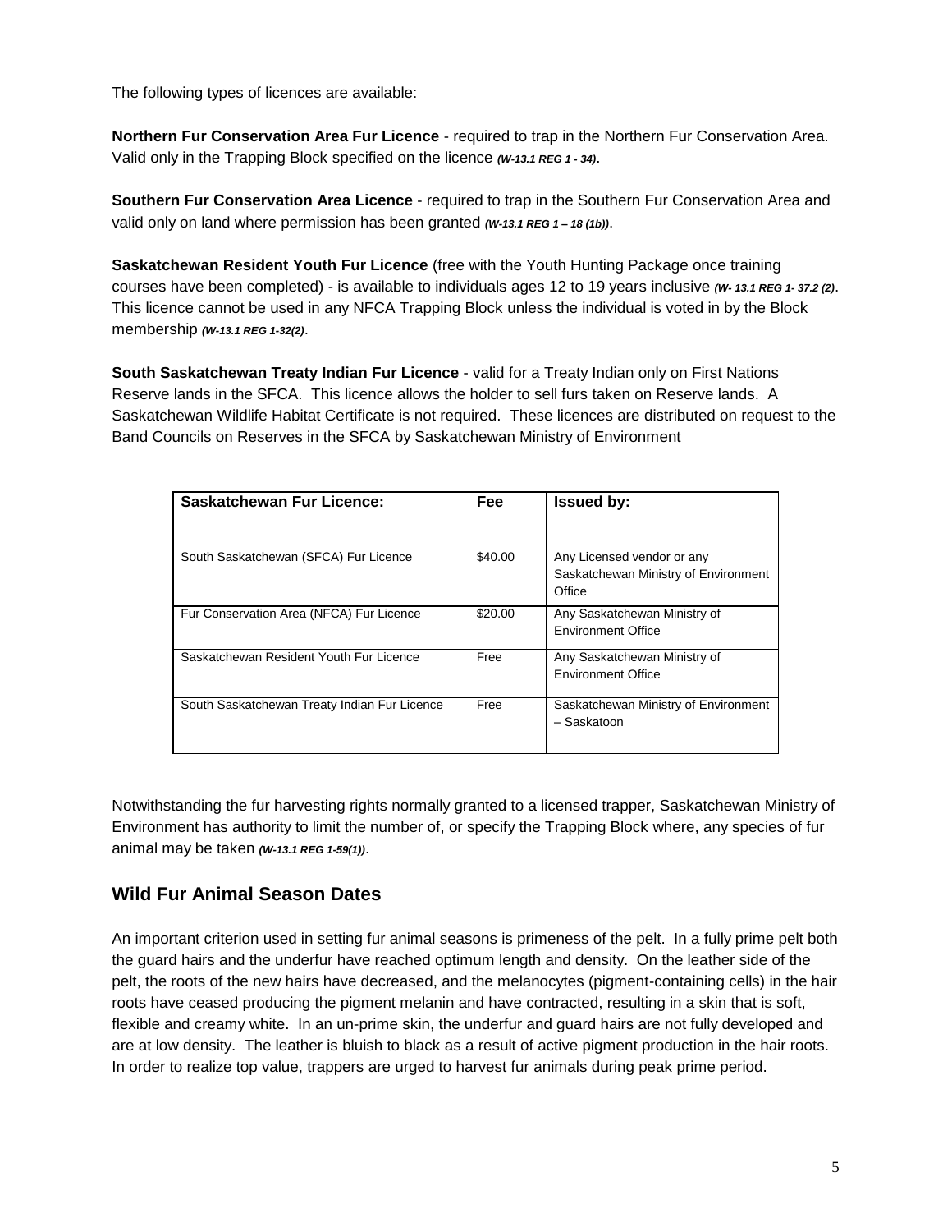The following types of licences are available:

**Northern Fur Conservation Area Fur Licence** - required to trap in the Northern Fur Conservation Area. Valid only in the Trapping Block specified on the licence ***(W-13.1 REG 1 - 34)***.

**Southern Fur Conservation Area Licence** - required to trap in the Southern Fur Conservation Area and valid only on land where permission has been granted ***(W-13.1 REG 1 – 18 (1b))***.

**Saskatchewan Resident Youth Fur Licence** (free with the Youth Hunting Package once training courses have been completed) - is available to individuals ages 12 to 19 years inclusive ***(W- 13.1 REG 1- 37.2 (2)***. This licence cannot be used in any NFCA Trapping Block unless the individual is voted in by the Block membership ***(W-13.1 REG 1-32(2)***.

**South Saskatchewan Treaty Indian Fur Licence** - valid for a Treaty Indian only on First Nations Reserve lands in the SFCA. This licence allows the holder to sell furs taken on Reserve lands. A Saskatchewan Wildlife Habitat Certificate is not required. These licences are distributed on request to the Band Councils on Reserves in the SFCA by Saskatchewan Ministry of Environment

| Saskatchewan Fur Licence: | Fee | Issued by: |
|---|---|---|
| South Saskatchewan (SFCA) Fur Licence | $40.00 | Any Licensed vendor or any Saskatchewan Ministry of Environment Office |
| Fur Conservation Area (NFCA) Fur Licence | $20.00 | Any Saskatchewan Ministry of Environment Office |
| Saskatchewan Resident Youth Fur Licence | Free | Any Saskatchewan Ministry of Environment Office |
| South Saskatchewan Treaty Indian Fur Licence | Free | Saskatchewan Ministry of Environment – Saskatoon |

Notwithstanding the fur harvesting rights normally granted to a licensed trapper, Saskatchewan Ministry of Environment has authority to limit the number of, or specify the Trapping Block where, any species of fur animal may be taken ***(W-13.1 REG 1-59(1))***.

## Wild Fur Animal Season Dates

An important criterion used in setting fur animal seasons is primeness of the pelt. In a fully prime pelt both the guard hairs and the underfur have reached optimum length and density. On the leather side of the pelt, the roots of the new hairs have decreased, and the melanocytes (pigment-containing cells) in the hair roots have ceased producing the pigment melanin and have contracted, resulting in a skin that is soft, flexible and creamy white. In an un-prime skin, the underfur and guard hairs are not fully developed and are at low density. The leather is bluish to black as a result of active pigment production in the hair roots. In order to realize top value, trappers are urged to harvest fur animals during peak prime period.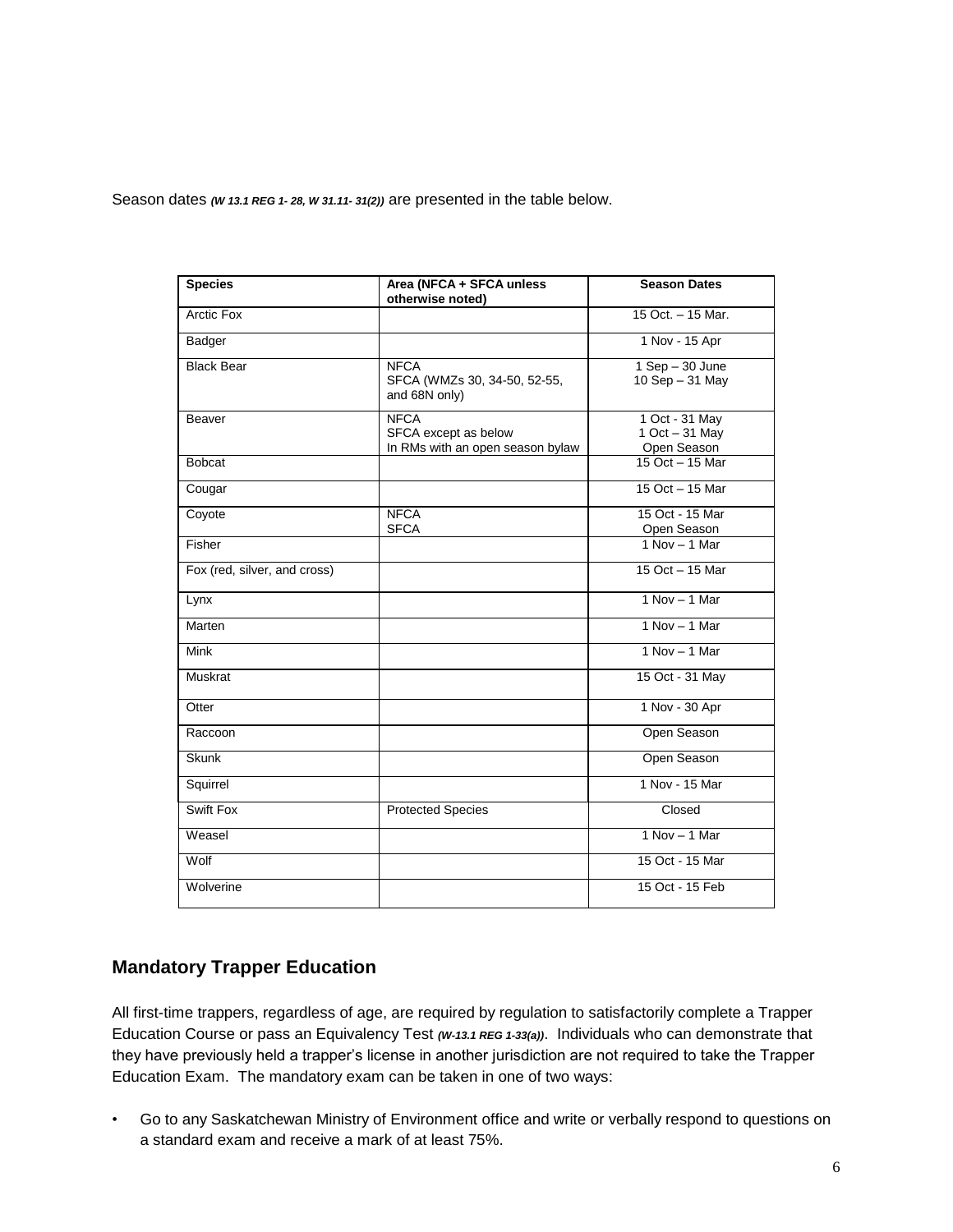Season dates ***(W 13.1 REG 1- 28, W 31.11- 31(2))*** are presented in the table below.

| Species | Area (NFCA + SFCA unless otherwise noted) | Season Dates |
|---|---|---|
| Arctic Fox | | 15 Oct. – 15 Mar. |
| Badger | | 1 Nov - 15 Apr |
| Black Bear | NFCA<br>SFCA (WMZs 30, 34-50, 52-55, and 68N only) | 1 Sep – 30 June<br>10 Sep – 31 May |
| Beaver | NFCA<br>SFCA except as below<br>In RMs with an open season bylaw | 1 Oct - 31 May<br>1 Oct – 31 May<br>Open Season |
| Bobcat | | 15 Oct – 15 Mar |
| Cougar | | 15 Oct – 15 Mar |
| Coyote | NFCA<br>SFCA | 15 Oct - 15 Mar<br>Open Season |
| Fisher | | 1 Nov – 1 Mar |
| Fox (red, silver, and cross) | | 15 Oct – 15 Mar |
| Lynx | | 1 Nov – 1 Mar |
| Marten | | 1 Nov – 1 Mar |
| Mink | | 1 Nov – 1 Mar |
| Muskrat | | 15 Oct - 31 May |
| Otter | | 1 Nov - 30 Apr |
| Raccoon | | Open Season |
| Skunk | | Open Season |
| Squirrel | | 1 Nov - 15 Mar |
| Swift Fox | Protected Species | Closed |
| Weasel | | 1 Nov – 1 Mar |
| Wolf | | 15 Oct - 15 Mar |
| Wolverine | | 15 Oct - 15 Feb |

## Mandatory Trapper Education

All first-time trappers, regardless of age, are required by regulation to satisfactorily complete a Trapper Education Course or pass an Equivalency Test ***(W-13.1 REG 1-33(a))***. Individuals who can demonstrate that they have previously held a trapper's license in another jurisdiction are not required to take the Trapper Education Exam. The mandatory exam can be taken in one of two ways:

- Go to any Saskatchewan Ministry of Environment office and write or verbally respond to questions on a standard exam and receive a mark of at least 75%.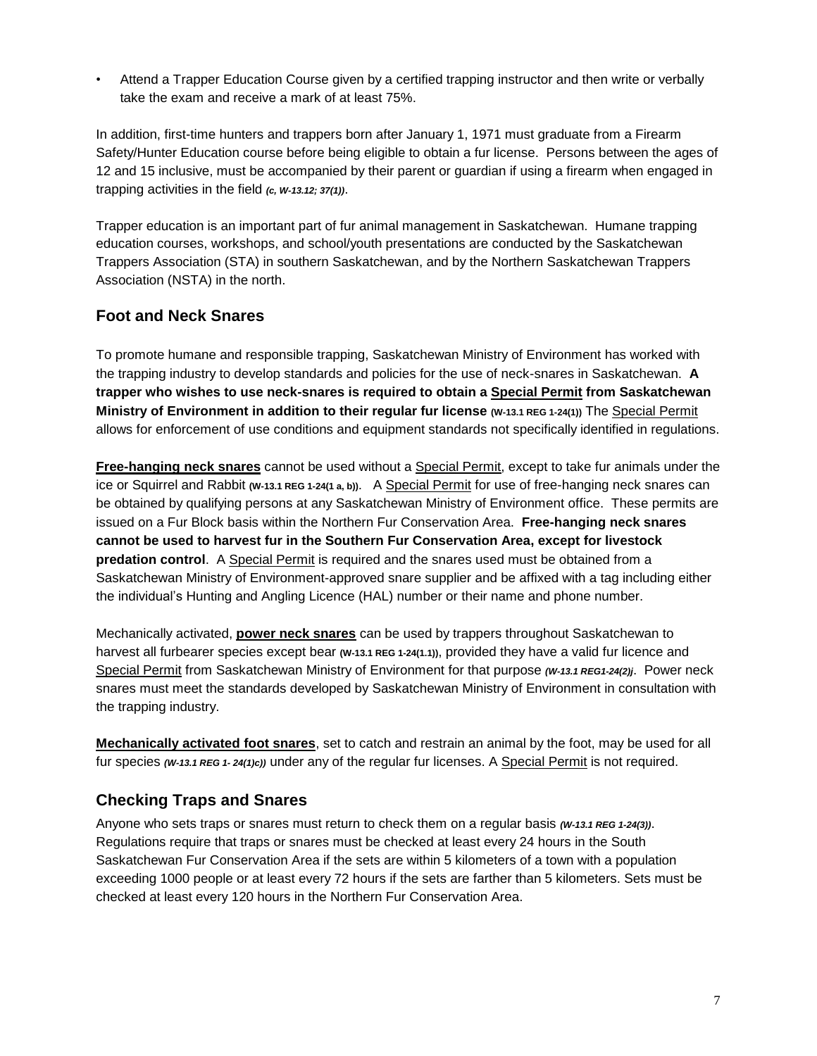- Attend a Trapper Education Course given by a certified trapping instructor and then write or verbally take the exam and receive a mark of at least 75%.

In addition, first-time hunters and trappers born after January 1, 1971 must graduate from a Firearm Safety/Hunter Education course before being eligible to obtain a fur license. Persons between the ages of 12 and 15 inclusive, must be accompanied by their parent or guardian if using a firearm when engaged in trapping activities in the field ***(c, W-13.12; 37(1))***.

Trapper education is an important part of fur animal management in Saskatchewan. Humane trapping education courses, workshops, and school/youth presentations are conducted by the Saskatchewan Trappers Association (STA) in southern Saskatchewan, and by the Northern Saskatchewan Trappers Association (NSTA) in the north.

## Foot and Neck Snares

To promote humane and responsible trapping, Saskatchewan Ministry of Environment has worked with the trapping industry to develop standards and policies for the use of neck-snares in Saskatchewan. **A trapper who wishes to use neck-snares is required to obtain a <u>Special Permit</u> from Saskatchewan Ministry of Environment in addition to their regular fur license (W-13.1 REG 1-24(1))** The <u>Special Permit</u> allows for enforcement of use conditions and equipment standards not specifically identified in regulations.

**<u>Free-hanging neck snares</u>** cannot be used without a <u>Special Permit</u>, except to take fur animals under the ice or Squirrel and Rabbit **(W-13.1 REG 1-24(1 a, b))**. A <u>Special Permit</u> for use of free-hanging neck snares can be obtained by qualifying persons at any Saskatchewan Ministry of Environment office. These permits are issued on a Fur Block basis within the Northern Fur Conservation Area. **Free-hanging neck snares cannot be used to harvest fur in the Southern Fur Conservation Area, except for livestock predation control**. A <u>Special Permit</u> is required and the snares used must be obtained from a Saskatchewan Ministry of Environment-approved snare supplier and be affixed with a tag including either the individual's Hunting and Angling Licence (HAL) number or their name and phone number.

Mechanically activated, **<u>power neck snares</u>** can be used by trappers throughout Saskatchewan to harvest all furbearer species except bear **(W-13.1 REG 1-24(1.1))**, provided they have a valid fur licence and <u>Special Permit</u> from Saskatchewan Ministry of Environment for that purpose ***(W-13.1 REG1-24(2)j***. Power neck snares must meet the standards developed by Saskatchewan Ministry of Environment in consultation with the trapping industry.

**<u>Mechanically activated foot snares</u>**, set to catch and restrain an animal by the foot, may be used for all fur species ***(W-13.1 REG 1- 24(1)c))*** under any of the regular fur licenses. A <u>Special Permit</u> is not required.

## Checking Traps and Snares

Anyone who sets traps or snares must return to check them on a regular basis ***(W-13.1 REG 1-24(3))***. Regulations require that traps or snares must be checked at least every 24 hours in the South Saskatchewan Fur Conservation Area if the sets are within 5 kilometers of a town with a population exceeding 1000 people or at least every 72 hours if the sets are farther than 5 kilometers. Sets must be checked at least every 120 hours in the Northern Fur Conservation Area.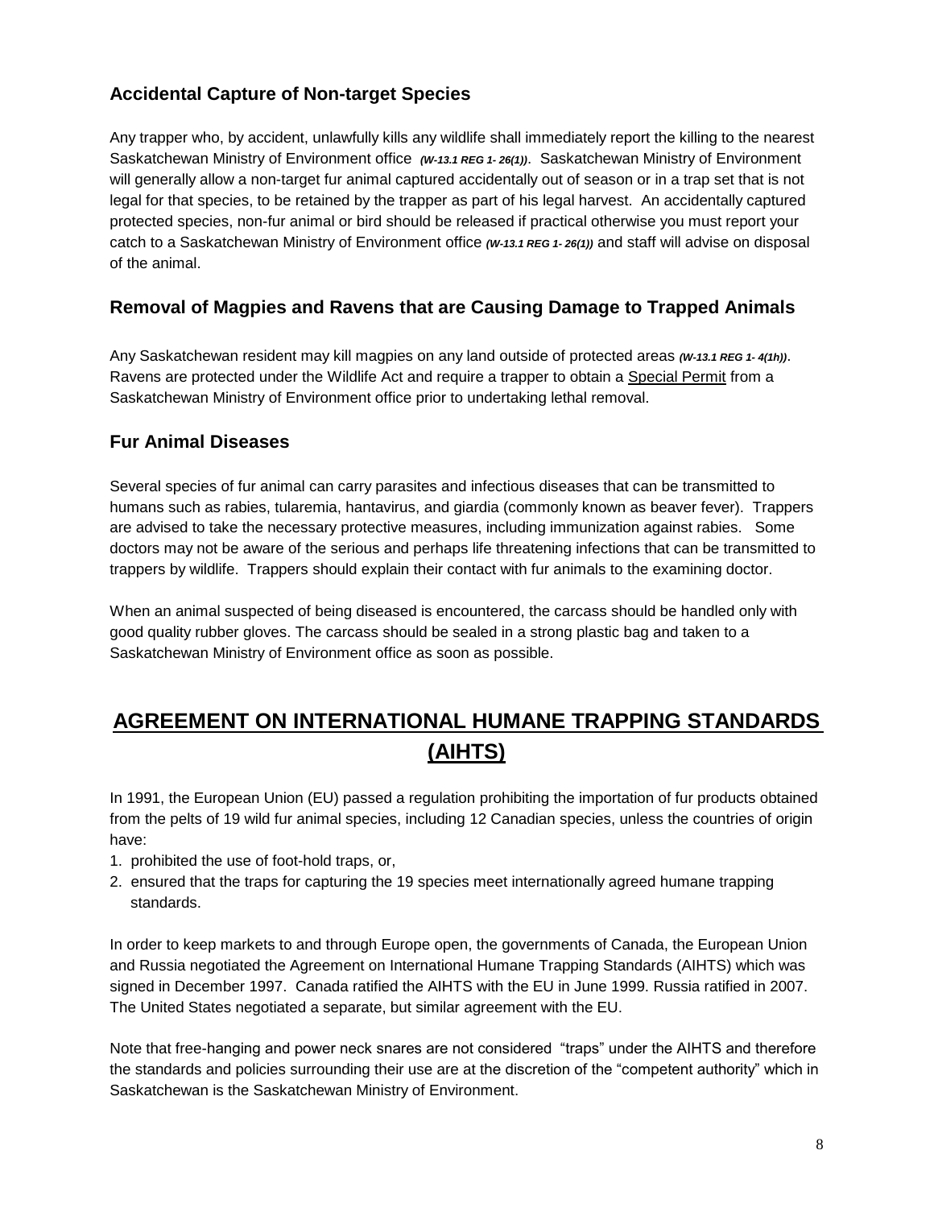### Accidental Capture of Non-target Species

Any trapper who, by accident, unlawfully kills any wildlife shall immediately report the killing to the nearest Saskatchewan Ministry of Environment office ***(W-13.1 REG 1- 26(1))***. Saskatchewan Ministry of Environment will generally allow a non-target fur animal captured accidentally out of season or in a trap set that is not legal for that species, to be retained by the trapper as part of his legal harvest. An accidentally captured protected species, non-fur animal or bird should be released if practical otherwise you must report your catch to a Saskatchewan Ministry of Environment office ***(W-13.1 REG 1- 26(1))*** and staff will advise on disposal of the animal.

### Removal of Magpies and Ravens that are Causing Damage to Trapped Animals

Any Saskatchewan resident may kill magpies on any land outside of protected areas ***(W-13.1 REG 1- 4(1h))***. Ravens are protected under the Wildlife Act and require a trapper to obtain a Special Permit from a Saskatchewan Ministry of Environment office prior to undertaking lethal removal.

### Fur Animal Diseases

Several species of fur animal can carry parasites and infectious diseases that can be transmitted to humans such as rabies, tularemia, hantavirus, and giardia (commonly known as beaver fever). Trappers are advised to take the necessary protective measures, including immunization against rabies. Some doctors may not be aware of the serious and perhaps life threatening infections that can be transmitted to trappers by wildlife. Trappers should explain their contact with fur animals to the examining doctor.

When an animal suspected of being diseased is encountered, the carcass should be handled only with good quality rubber gloves. The carcass should be sealed in a strong plastic bag and taken to a Saskatchewan Ministry of Environment office as soon as possible.

## AGREEMENT ON INTERNATIONAL HUMANE TRAPPING STANDARDS (AIHTS)

In 1991, the European Union (EU) passed a regulation prohibiting the importation of fur products obtained from the pelts of 19 wild fur animal species, including 12 Canadian species, unless the countries of origin have:

1. prohibited the use of foot-hold traps, or,
2. ensured that the traps for capturing the 19 species meet internationally agreed humane trapping standards.

In order to keep markets to and through Europe open, the governments of Canada, the European Union and Russia negotiated the Agreement on International Humane Trapping Standards (AIHTS) which was signed in December 1997. Canada ratified the AIHTS with the EU in June 1999. Russia ratified in 2007. The United States negotiated a separate, but similar agreement with the EU.

Note that free-hanging and power neck snares are not considered "traps" under the AIHTS and therefore the standards and policies surrounding their use are at the discretion of the "competent authority" which in Saskatchewan is the Saskatchewan Ministry of Environment.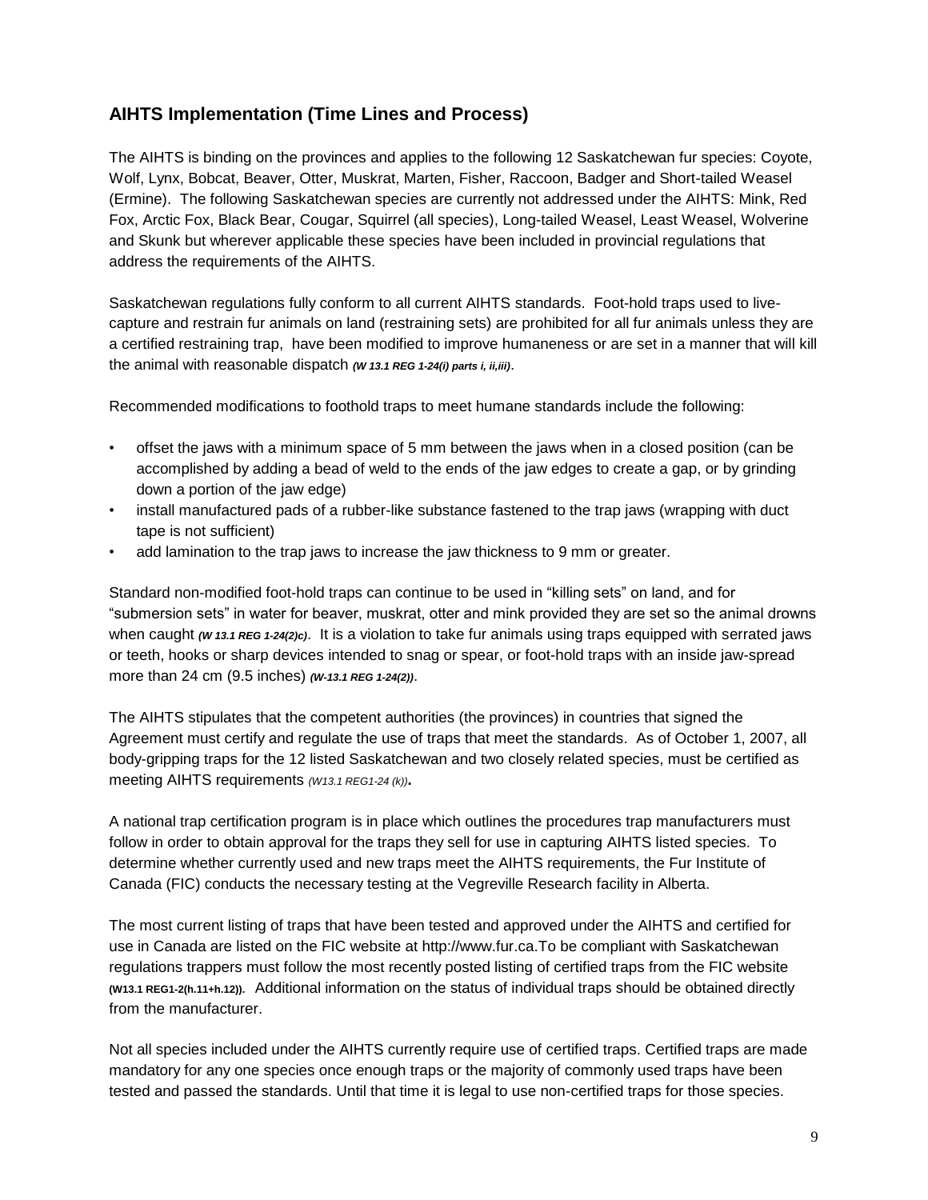## AIHTS Implementation (Time Lines and Process)

The AIHTS is binding on the provinces and applies to the following 12 Saskatchewan fur species: Coyote, Wolf, Lynx, Bobcat, Beaver, Otter, Muskrat, Marten, Fisher, Raccoon, Badger and Short-tailed Weasel (Ermine). The following Saskatchewan species are currently not addressed under the AIHTS: Mink, Red Fox, Arctic Fox, Black Bear, Cougar, Squirrel (all species), Long-tailed Weasel, Least Weasel, Wolverine and Skunk but wherever applicable these species have been included in provincial regulations that address the requirements of the AIHTS.

Saskatchewan regulations fully conform to all current AIHTS standards. Foot-hold traps used to live-capture and restrain fur animals on land (restraining sets) are prohibited for all fur animals unless they are a certified restraining trap, have been modified to improve humaneness or are set in a manner that will kill the animal with reasonable dispatch ***(W 13.1 REG 1-24(i) parts i, ii,iii)***.

Recommended modifications to foothold traps to meet humane standards include the following:

- offset the jaws with a minimum space of 5 mm between the jaws when in a closed position (can be accomplished by adding a bead of weld to the ends of the jaw edges to create a gap, or by grinding down a portion of the jaw edge)
- install manufactured pads of a rubber-like substance fastened to the trap jaws (wrapping with duct tape is not sufficient)
- add lamination to the trap jaws to increase the jaw thickness to 9 mm or greater.

Standard non-modified foot-hold traps can continue to be used in "killing sets" on land, and for "submersion sets" in water for beaver, muskrat, otter and mink provided they are set so the animal drowns when caught ***(W 13.1 REG 1-24(2)c)***. It is a violation to take fur animals using traps equipped with serrated jaws or teeth, hooks or sharp devices intended to snag or spear, or foot-hold traps with an inside jaw-spread more than 24 cm (9.5 inches) ***(W-13.1 REG 1-24(2))***.

The AIHTS stipulates that the competent authorities (the provinces) in countries that signed the Agreement must certify and regulate the use of traps that meet the standards. As of October 1, 2007, all body-gripping traps for the 12 listed Saskatchewan and two closely related species, must be certified as meeting AIHTS requirements *(W13.1 REG1-24 (k))*.

A national trap certification program is in place which outlines the procedures trap manufacturers must follow in order to obtain approval for the traps they sell for use in capturing AIHTS listed species. To determine whether currently used and new traps meet the AIHTS requirements, the Fur Institute of Canada (FIC) conducts the necessary testing at the Vegreville Research facility in Alberta.

The most current listing of traps that have been tested and approved under the AIHTS and certified for use in Canada are listed on the FIC website at http://www.fur.ca.To be compliant with Saskatchewan regulations trappers must follow the most recently posted listing of certified traps from the FIC website **(W13.1 REG1-2(h.11+h.12))**. Additional information on the status of individual traps should be obtained directly from the manufacturer.

Not all species included under the AIHTS currently require use of certified traps. Certified traps are made mandatory for any one species once enough traps or the majority of commonly used traps have been tested and passed the standards. Until that time it is legal to use non-certified traps for those species.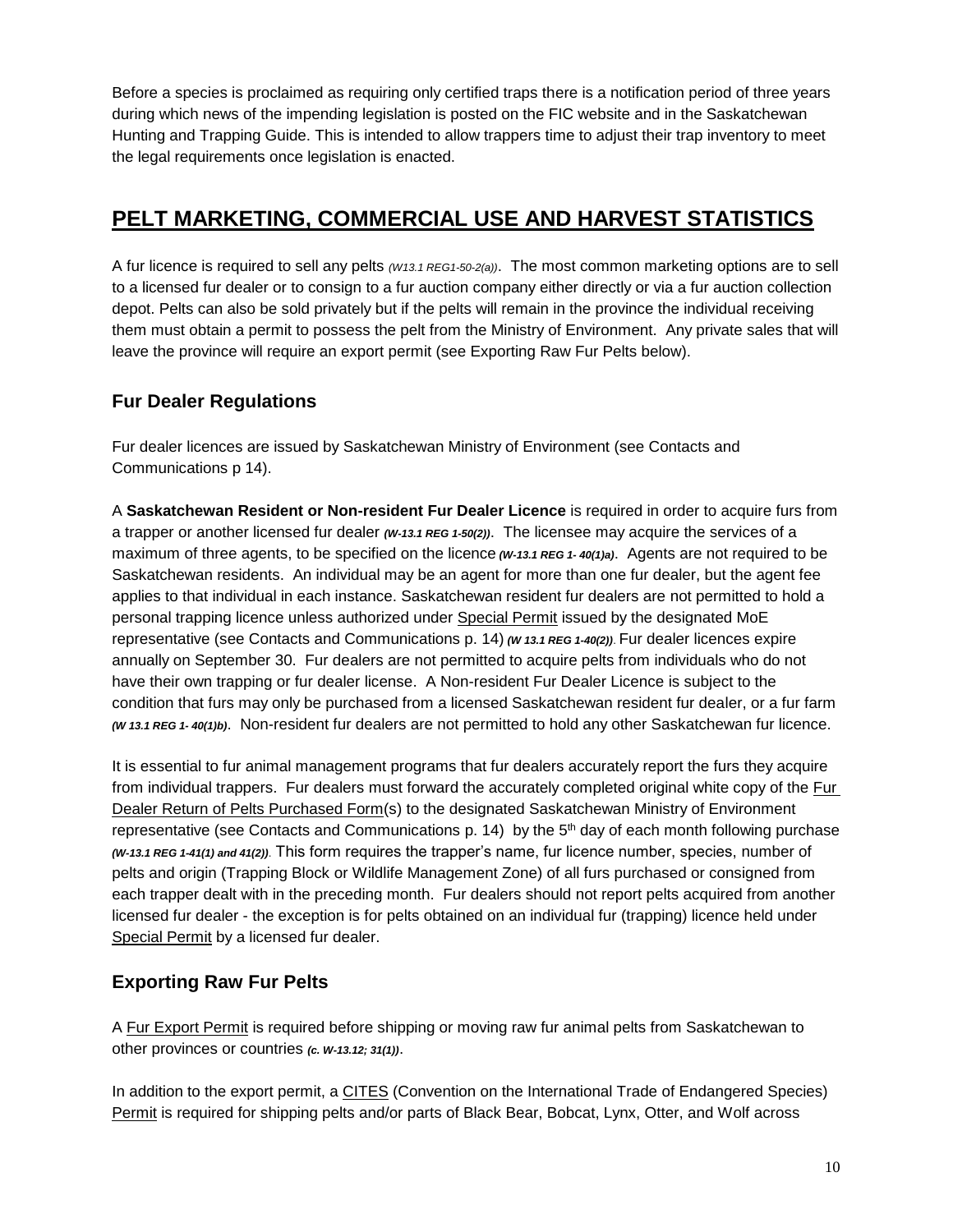Before a species is proclaimed as requiring only certified traps there is a notification period of three years during which news of the impending legislation is posted on the FIC website and in the Saskatchewan Hunting and Trapping Guide. This is intended to allow trappers time to adjust their trap inventory to meet the legal requirements once legislation is enacted.

# PELT MARKETING, COMMERCIAL USE AND HARVEST STATISTICS

A fur licence is required to sell any pelts *(W13.1 REG1-50-2(a))*. The most common marketing options are to sell to a licensed fur dealer or to consign to a fur auction company either directly or via a fur auction collection depot. Pelts can also be sold privately but if the pelts will remain in the province the individual receiving them must obtain a permit to possess the pelt from the Ministry of Environment. Any private sales that will leave the province will require an export permit (see Exporting Raw Fur Pelts below).

## Fur Dealer Regulations

Fur dealer licences are issued by Saskatchewan Ministry of Environment (see Contacts and Communications p 14).

A **Saskatchewan Resident or Non-resident Fur Dealer Licence** is required in order to acquire furs from a trapper or another licensed fur dealer ***(W-13.1 REG 1-50(2))***. The licensee may acquire the services of a maximum of three agents, to be specified on the licence ***(W-13.1 REG 1- 40(1)a)***. Agents are not required to be Saskatchewan residents. An individual may be an agent for more than one fur dealer, but the agent fee applies to that individual in each instance. Saskatchewan resident fur dealers are not permitted to hold a personal trapping licence unless authorized under Special Permit issued by the designated MoE representative (see Contacts and Communications p. 14) ***(W 13.1 REG 1-40(2))***. Fur dealer licences expire annually on September 30. Fur dealers are not permitted to acquire pelts from individuals who do not have their own trapping or fur dealer license. A Non-resident Fur Dealer Licence is subject to the condition that furs may only be purchased from a licensed Saskatchewan resident fur dealer, or a fur farm ***(W 13.1 REG 1- 40(1)b)***. Non-resident fur dealers are not permitted to hold any other Saskatchewan fur licence.

It is essential to fur animal management programs that fur dealers accurately report the furs they acquire from individual trappers. Fur dealers must forward the accurately completed original white copy of the Fur Dealer Return of Pelts Purchased Form(s) to the designated Saskatchewan Ministry of Environment representative (see Contacts and Communications p. 14) by the 5th day of each month following purchase ***(W-13.1 REG 1-41(1) and 41(2))***. This form requires the trapper's name, fur licence number, species, number of pelts and origin (Trapping Block or Wildlife Management Zone) of all furs purchased or consigned from each trapper dealt with in the preceding month. Fur dealers should not report pelts acquired from another licensed fur dealer - the exception is for pelts obtained on an individual fur (trapping) licence held under Special Permit by a licensed fur dealer.

## Exporting Raw Fur Pelts

A Fur Export Permit is required before shipping or moving raw fur animal pelts from Saskatchewan to other provinces or countries ***(c. W-13.12; 31(1))***.

In addition to the export permit, a CITES (Convention on the International Trade of Endangered Species) Permit is required for shipping pelts and/or parts of Black Bear, Bobcat, Lynx, Otter, and Wolf across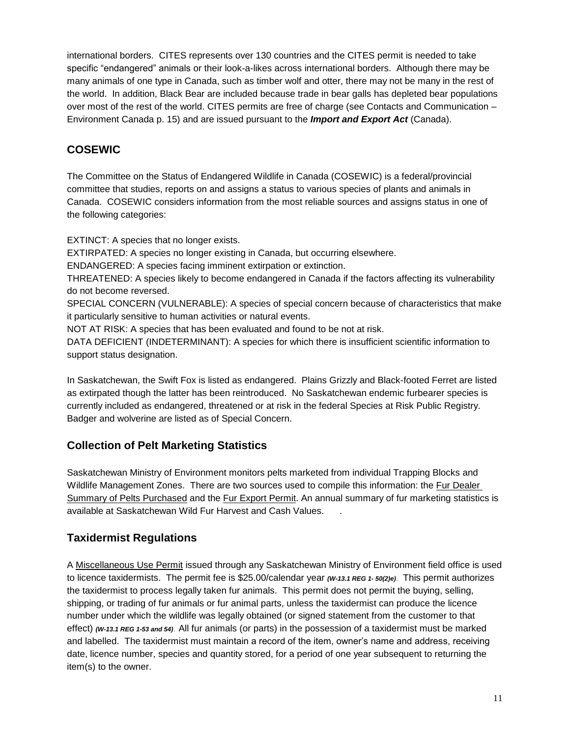international borders. CITES represents over 130 countries and the CITES permit is needed to take specific "endangered" animals or their look-a-likes across international borders. Although there may be many animals of one type in Canada, such as timber wolf and otter, there may not be many in the rest of the world. In addition, Black Bear are included because trade in bear galls has depleted bear populations over most of the rest of the world. CITES permits are free of charge (see Contacts and Communication – Environment Canada p. 15) and are issued pursuant to the ***Import and Export Act*** (Canada).

## COSEWIC

The Committee on the Status of Endangered Wildlife in Canada (COSEWIC) is a federal/provincial committee that studies, reports on and assigns a status to various species of plants and animals in Canada. COSEWIC considers information from the most reliable sources and assigns status in one of the following categories:

EXTINCT: A species that no longer exists.
EXTIRPATED: A species no longer existing in Canada, but occurring elsewhere.
ENDANGERED: A species facing imminent extirpation or extinction.
THREATENED: A species likely to become endangered in Canada if the factors affecting its vulnerability do not become reversed.
SPECIAL CONCERN (VULNERABLE): A species of special concern because of characteristics that make it particularly sensitive to human activities or natural events.
NOT AT RISK: A species that has been evaluated and found to be not at risk.
DATA DEFICIENT (INDETERMINANT): A species for which there is insufficient scientific information to support status designation.

In Saskatchewan, the Swift Fox is listed as endangered. Plains Grizzly and Black-footed Ferret are listed as extirpated though the latter has been reintroduced. No Saskatchewan endemic furbearer species is currently included as endangered, threatened or at risk in the federal Species at Risk Public Registry. Badger and wolverine are listed as of Special Concern.

## Collection of Pelt Marketing Statistics

Saskatchewan Ministry of Environment monitors pelts marketed from individual Trapping Blocks and Wildlife Management Zones. There are two sources used to compile this information: the Fur Dealer Summary of Pelts Purchased and the Fur Export Permit. An annual summary of fur marketing statistics is available at Saskatchewan Wild Fur Harvest and Cash Values. .

## Taxidermist Regulations

A Miscellaneous Use Permit issued through any Saskatchewan Ministry of Environment field office is used to licence taxidermists. The permit fee is $25.00/calendar year ***(W-13.1 REG 1- 50(2)e)***. This permit authorizes the taxidermist to process legally taken fur animals. This permit does not permit the buying, selling, shipping, or trading of fur animals or fur animal parts, unless the taxidermist can produce the licence number under which the wildlife was legally obtained (or signed statement from the customer to that effect) ***(W-13.1 REG 1-53 and 54)***. All fur animals (or parts) in the possession of a taxidermist must be marked and labelled. The taxidermist must maintain a record of the item, owner's name and address, receiving date, licence number, species and quantity stored, for a period of one year subsequent to returning the item(s) to the owner.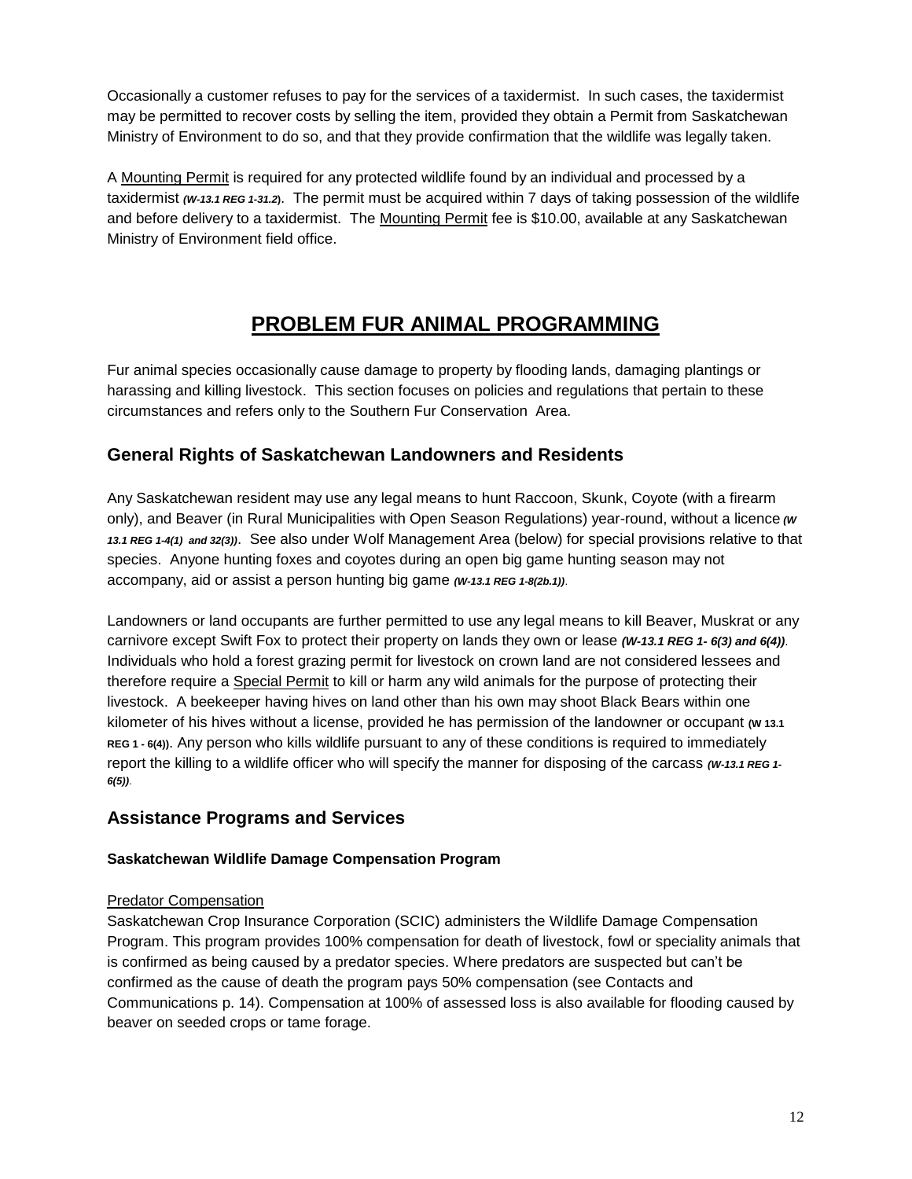Occasionally a customer refuses to pay for the services of a taxidermist. In such cases, the taxidermist may be permitted to recover costs by selling the item, provided they obtain a Permit from Saskatchewan Ministry of Environment to do so, and that they provide confirmation that the wildlife was legally taken.

A Mounting Permit is required for any protected wildlife found by an individual and processed by a taxidermist ***(W-13.1 REG 1-31.2)***. The permit must be acquired within 7 days of taking possession of the wildlife and before delivery to a taxidermist. The Mounting Permit fee is $10.00, available at any Saskatchewan Ministry of Environment field office.

# PROBLEM FUR ANIMAL PROGRAMMING

Fur animal species occasionally cause damage to property by flooding lands, damaging plantings or harassing and killing livestock. This section focuses on policies and regulations that pertain to these circumstances and refers only to the Southern Fur Conservation Area.

## General Rights of Saskatchewan Landowners and Residents

Any Saskatchewan resident may use any legal means to hunt Raccoon, Skunk, Coyote (with a firearm only), and Beaver (in Rural Municipalities with Open Season Regulations) year-round, without a licence ***(W 13.1 REG 1-4(1) and 32(3))***. See also under Wolf Management Area (below) for special provisions relative to that species. Anyone hunting foxes and coyotes during an open big game hunting season may not accompany, aid or assist a person hunting big game ***(W-13.1 REG 1-8(2b.1))***.

Landowners or land occupants are further permitted to use any legal means to kill Beaver, Muskrat or any carnivore except Swift Fox to protect their property on lands they own or lease ***(W-13.1 REG 1- 6(3) and 6(4))***. Individuals who hold a forest grazing permit for livestock on crown land are not considered lessees and therefore require a Special Permit to kill or harm any wild animals for the purpose of protecting their livestock. A beekeeper having hives on land other than his own may shoot Black Bears within one kilometer of his hives without a license, provided he has permission of the landowner or occupant **(W 13.1 REG 1 - 6(4))**. Any person who kills wildlife pursuant to any of these conditions is required to immediately report the killing to a wildlife officer who will specify the manner for disposing of the carcass ***(W-13.1 REG 1-6(5))***.

## Assistance Programs and Services

### Saskatchewan Wildlife Damage Compensation Program

Predator Compensation

Saskatchewan Crop Insurance Corporation (SCIC) administers the Wildlife Damage Compensation Program. This program provides 100% compensation for death of livestock, fowl or speciality animals that is confirmed as being caused by a predator species. Where predators are suspected but can't be confirmed as the cause of death the program pays 50% compensation (see Contacts and Communications p. 14). Compensation at 100% of assessed loss is also available for flooding caused by beaver on seeded crops or tame forage.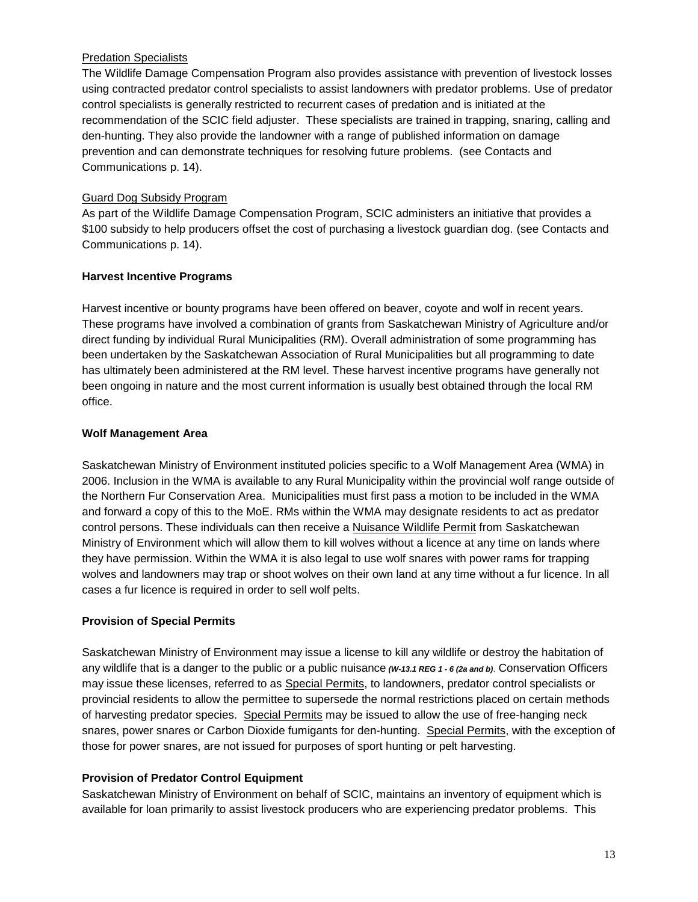Predation Specialists

The Wildlife Damage Compensation Program also provides assistance with prevention of livestock losses using contracted predator control specialists to assist landowners with predator problems. Use of predator control specialists is generally restricted to recurrent cases of predation and is initiated at the recommendation of the SCIC field adjuster. These specialists are trained in trapping, snaring, calling and den-hunting. They also provide the landowner with a range of published information on damage prevention and can demonstrate techniques for resolving future problems. (see Contacts and Communications p. 14).

Guard Dog Subsidy Program

As part of the Wildlife Damage Compensation Program, SCIC administers an initiative that provides a $100 subsidy to help producers offset the cost of purchasing a livestock guardian dog. (see Contacts and Communications p. 14).

**Harvest Incentive Programs**

Harvest incentive or bounty programs have been offered on beaver, coyote and wolf in recent years. These programs have involved a combination of grants from Saskatchewan Ministry of Agriculture and/or direct funding by individual Rural Municipalities (RM). Overall administration of some programming has been undertaken by the Saskatchewan Association of Rural Municipalities but all programming to date has ultimately been administered at the RM level. These harvest incentive programs have generally not been ongoing in nature and the most current information is usually best obtained through the local RM office.

**Wolf Management Area**

Saskatchewan Ministry of Environment instituted policies specific to a Wolf Management Area (WMA) in 2006. Inclusion in the WMA is available to any Rural Municipality within the provincial wolf range outside of the Northern Fur Conservation Area. Municipalities must first pass a motion to be included in the WMA and forward a copy of this to the MoE. RMs within the WMA may designate residents to act as predator control persons. These individuals can then receive a Nuisance Wildlife Permit from Saskatchewan Ministry of Environment which will allow them to kill wolves without a licence at any time on lands where they have permission. Within the WMA it is also legal to use wolf snares with power rams for trapping wolves and landowners may trap or shoot wolves on their own land at any time without a fur licence. In all cases a fur licence is required in order to sell wolf pelts.

**Provision of Special Permits**

Saskatchewan Ministry of Environment may issue a license to kill any wildlife or destroy the habitation of any wildlife that is a danger to the public or a public nuisance ***(W-13.1 REG 1 - 6 (2a and b)***. Conservation Officers may issue these licenses, referred to as Special Permits, to landowners, predator control specialists or provincial residents to allow the permittee to supersede the normal restrictions placed on certain methods of harvesting predator species. Special Permits may be issued to allow the use of free-hanging neck snares, power snares or Carbon Dioxide fumigants for den-hunting. Special Permits, with the exception of those for power snares, are not issued for purposes of sport hunting or pelt harvesting.

**Provision of Predator Control Equipment**

Saskatchewan Ministry of Environment on behalf of SCIC, maintains an inventory of equipment which is available for loan primarily to assist livestock producers who are experiencing predator problems. This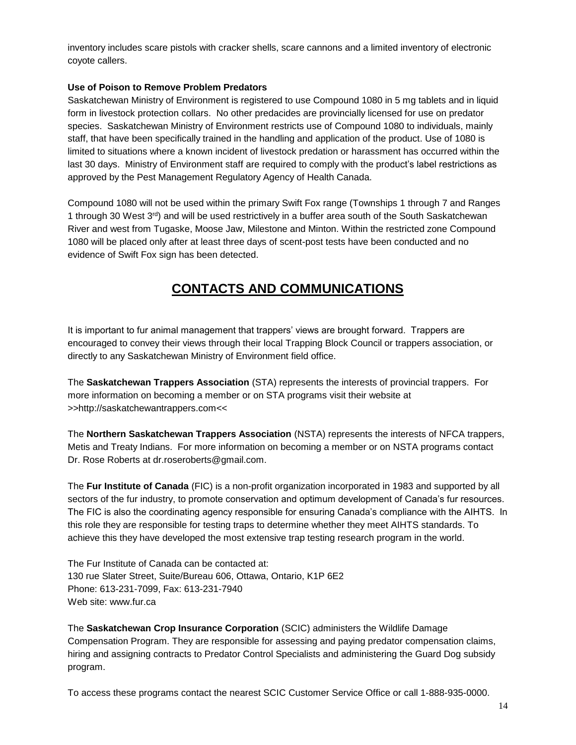inventory includes scare pistols with cracker shells, scare cannons and a limited inventory of electronic coyote callers.

**Use of Poison to Remove Problem Predators**

Saskatchewan Ministry of Environment is registered to use Compound 1080 in 5 mg tablets and in liquid form in livestock protection collars. No other predacides are provincially licensed for use on predator species. Saskatchewan Ministry of Environment restricts use of Compound 1080 to individuals, mainly staff, that have been specifically trained in the handling and application of the product. Use of 1080 is limited to situations where a known incident of livestock predation or harassment has occurred within the last 30 days. Ministry of Environment staff are required to comply with the product's label restrictions as approved by the Pest Management Regulatory Agency of Health Canada.

Compound 1080 will not be used within the primary Swift Fox range (Townships 1 through 7 and Ranges 1 through 30 West 3rd) and will be used restrictively in a buffer area south of the South Saskatchewan River and west from Tugaske, Moose Jaw, Milestone and Minton. Within the restricted zone Compound 1080 will be placed only after at least three days of scent-post tests have been conducted and no evidence of Swift Fox sign has been detected.

# CONTACTS AND COMMUNICATIONS

It is important to fur animal management that trappers' views are brought forward. Trappers are encouraged to convey their views through their local Trapping Block Council or trappers association, or directly to any Saskatchewan Ministry of Environment field office.

The **Saskatchewan Trappers Association** (STA) represents the interests of provincial trappers. For more information on becoming a member or on STA programs visit their website at >>http://saskatchewantrappers.com<<

The **Northern Saskatchewan Trappers Association** (NSTA) represents the interests of NFCA trappers, Metis and Treaty Indians. For more information on becoming a member or on NSTA programs contact Dr. Rose Roberts at dr.roseroberts@gmail.com.

The **Fur Institute of Canada** (FIC) is a non-profit organization incorporated in 1983 and supported by all sectors of the fur industry, to promote conservation and optimum development of Canada's fur resources. The FIC is also the coordinating agency responsible for ensuring Canada's compliance with the AIHTS. In this role they are responsible for testing traps to determine whether they meet AIHTS standards. To achieve this they have developed the most extensive trap testing research program in the world.

The Fur Institute of Canada can be contacted at:
130 rue Slater Street, Suite/Bureau 606, Ottawa, Ontario, K1P 6E2
Phone: 613-231-7099, Fax: 613-231-7940
Web site: www.fur.ca

The **Saskatchewan Crop Insurance Corporation** (SCIC) administers the Wildlife Damage Compensation Program. They are responsible for assessing and paying predator compensation claims, hiring and assigning contracts to Predator Control Specialists and administering the Guard Dog subsidy program.

To access these programs contact the nearest SCIC Customer Service Office or call 1-888-935-0000.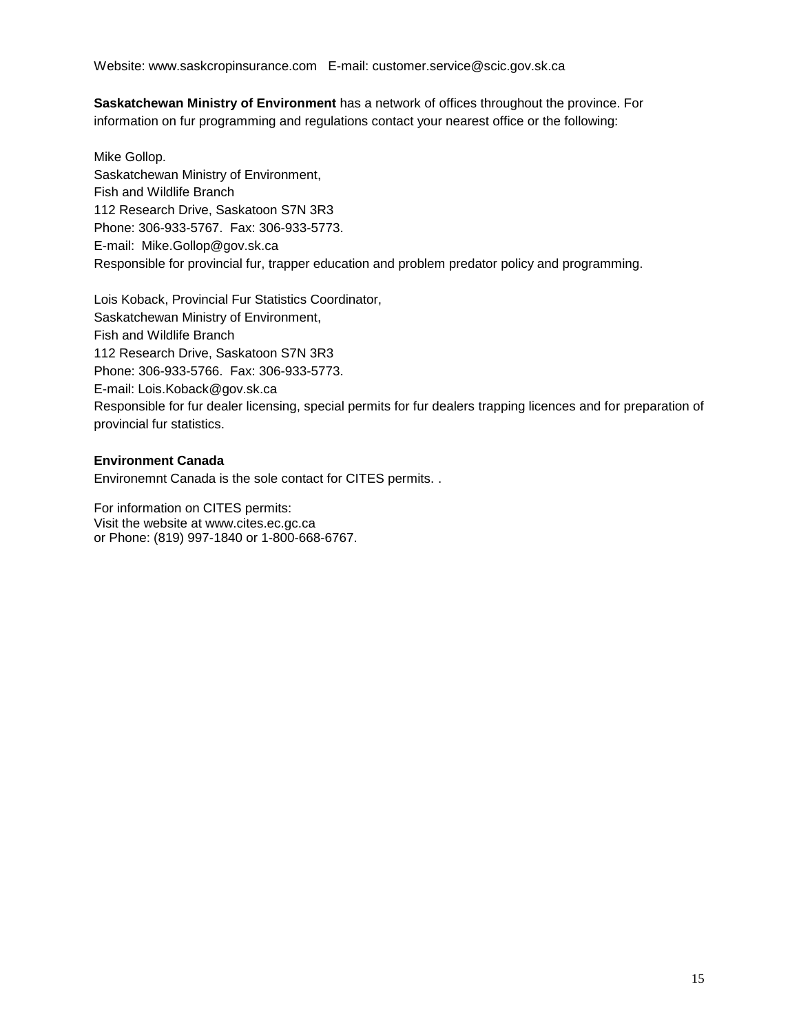Website: www.saskcropinsurance.com   E-mail: customer.service@scic.gov.sk.ca

**Saskatchewan Ministry of Environment** has a network of offices throughout the province. For information on fur programming and regulations contact your nearest office or the following:

Mike Gollop.  
Saskatchewan Ministry of Environment,  
Fish and Wildlife Branch  
112 Research Drive, Saskatoon S7N 3R3  
Phone: 306-933-5767.  Fax: 306-933-5773.  
E-mail:  Mike.Gollop@gov.sk.ca  
Responsible for provincial fur, trapper education and problem predator policy and programming.

Lois Koback, Provincial Fur Statistics Coordinator,  
Saskatchewan Ministry of Environment,  
Fish and Wildlife Branch  
112 Research Drive, Saskatoon S7N 3R3  
Phone: 306-933-5766.  Fax: 306-933-5773.  
E-mail: Lois.Koback@gov.sk.ca  
Responsible for fur dealer licensing, special permits for fur dealers trapping licences and for preparation of provincial fur statistics.

**Environment Canada**  
Environemnt Canada is the sole contact for CITES permits. .

For information on CITES permits:  
Visit the website at www.cites.ec.gc.ca  
or Phone: (819) 997-1840 or 1-800-668-6767.